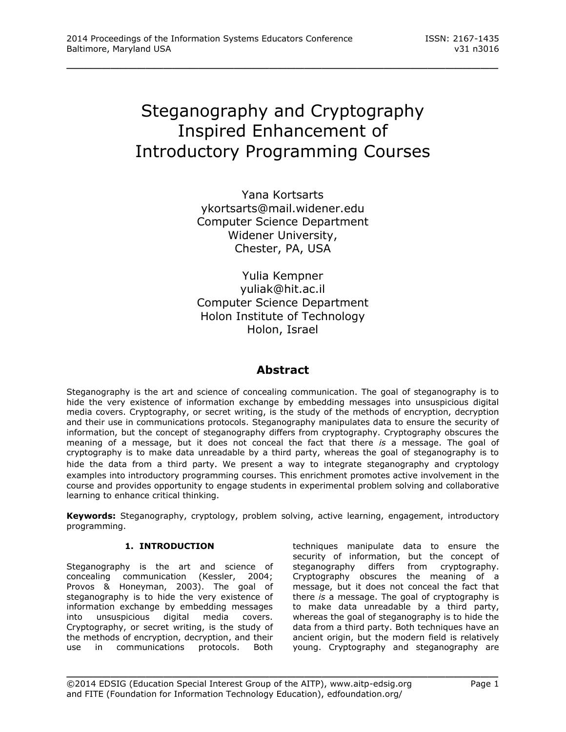# Steganography and Cryptography Inspired Enhancement of Introductory Programming Courses

Yana Kortsarts
ykortsarts@mail.widener.edu
Computer Science Department
Widener University,
Chester, PA, USA

Yulia Kempner
yuliak@hit.ac.il
Computer Science Department
Holon Institute of Technology
Holon, Israel

## Abstract

Steganography is the art and science of concealing communication. The goal of steganography is to hide the very existence of information exchange by embedding messages into unsuspicious digital media covers. Cryptography, or secret writing, is the study of the methods of encryption, decryption and their use in communications protocols. Steganography manipulates data to ensure the security of information, but the concept of steganography differs from cryptography. Cryptography obscures the meaning of a message, but it does not conceal the fact that there *is* a message. The goal of cryptography is to make data unreadable by a third party, whereas the goal of steganography is to hide the data from a third party. We present a way to integrate steganography and cryptology examples into introductory programming courses. This enrichment promotes active involvement in the course and provides opportunity to engage students in experimental problem solving and collaborative learning to enhance critical thinking.

**Keywords:** Steganography, cryptology, problem solving, active learning, engagement, introductory programming.

## 1. INTRODUCTION

Steganography is the art and science of concealing communication (Kessler, 2004; Provos & Honeyman, 2003). The goal of steganography is to hide the very existence of information exchange by embedding messages into unsuspicious digital media covers. Cryptography, or secret writing, is the study of the methods of encryption, decryption, and their use in communications protocols. Both techniques manipulate data to ensure the security of information, but the concept of steganography differs from cryptography. Cryptography obscures the meaning of a message, but it does not conceal the fact that there *is* a message. The goal of cryptography is to make data unreadable by a third party, whereas the goal of steganography is to hide the data from a third party. Both techniques have an ancient origin, but the modern field is relatively young. Cryptography and steganography are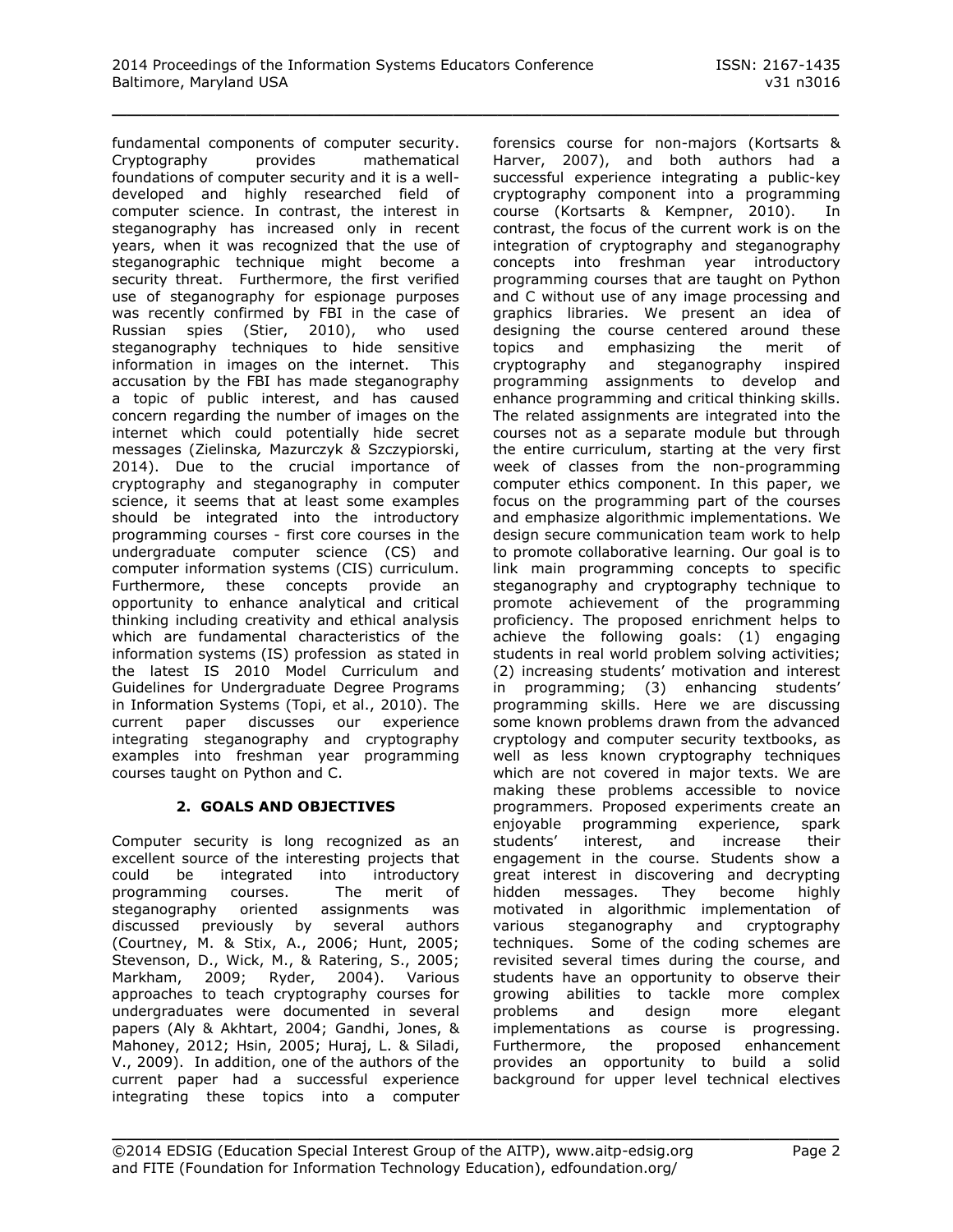fundamental components of computer security. Cryptography provides mathematical foundations of computer security and it is a well-developed and highly researched field of computer science. In contrast, the interest in steganography has increased only in recent years, when it was recognized that the use of steganographic technique might become a security threat. Furthermore, the first verified use of steganography for espionage purposes was recently confirmed by FBI in the case of Russian spies (Stier, 2010), who used steganography techniques to hide sensitive information in images on the internet. This accusation by the FBI has made steganography a topic of public interest, and has caused concern regarding the number of images on the internet which could potentially hide secret messages (Zielinska*,* Mazurczyk *&* Szczypiorski, 2014). Due to the crucial importance of cryptography and steganography in computer science, it seems that at least some examples should be integrated into the introductory programming courses - first core courses in the undergraduate computer science (CS) and computer information systems (CIS) curriculum. Furthermore, these concepts provide an opportunity to enhance analytical and critical thinking including creativity and ethical analysis which are fundamental characteristics of the information systems (IS) profession as stated in the latest IS 2010 Model Curriculum and Guidelines for Undergraduate Degree Programs in Information Systems (Topi, et al., 2010). The current paper discusses our experience integrating steganography and cryptography examples into freshman year programming courses taught on Python and C.

## 2. GOALS AND OBJECTIVES

Computer security is long recognized as an excellent source of the interesting projects that could be integrated into introductory programming courses. The merit of steganography oriented assignments was discussed previously by several authors (Courtney, M. & Stix, A., 2006; Hunt, 2005; Stevenson, D., Wick, M., & Ratering, S., 2005; Markham, 2009; Ryder, 2004). Various approaches to teach cryptography courses for undergraduates were documented in several papers (Aly & Akhtart, 2004; Gandhi, Jones, & Mahoney, 2012; Hsin, 2005; Huraj, L. & Siladi, V., 2009). In addition, one of the authors of the current paper had a successful experience integrating these topics into a computer forensics course for non-majors (Kortsarts & Harver, 2007), and both authors had a successful experience integrating a public-key cryptography component into a programming course (Kortsarts & Kempner, 2010). In contrast, the focus of the current work is on the integration of cryptography and steganography concepts into freshman year introductory programming courses that are taught on Python and C without use of any image processing and graphics libraries. We present an idea of designing the course centered around these topics and emphasizing the merit of cryptography and steganography inspired programming assignments to develop and enhance programming and critical thinking skills. The related assignments are integrated into the courses not as a separate module but through the entire curriculum, starting at the very first week of classes from the non-programming computer ethics component. In this paper, we focus on the programming part of the courses and emphasize algorithmic implementations. We design secure communication team work to help to promote collaborative learning. Our goal is to link main programming concepts to specific steganography and cryptography technique to promote achievement of the programming proficiency. The proposed enrichment helps to achieve the following goals: (1) engaging students in real world problem solving activities; (2) increasing students' motivation and interest in programming; (3) enhancing students' programming skills. Here we are discussing some known problems drawn from the advanced cryptology and computer security textbooks, as well as less known cryptography techniques which are not covered in major texts. We are making these problems accessible to novice programmers. Proposed experiments create an enjoyable programming experience, spark students' interest, and increase their engagement in the course. Students show a great interest in discovering and decrypting hidden messages. They become highly motivated in algorithmic implementation of various steganography and cryptography techniques. Some of the coding schemes are revisited several times during the course, and students have an opportunity to observe their growing abilities to tackle more complex problems and design more elegant implementations as course is progressing. Furthermore, the proposed enhancement provides an opportunity to build a solid background for upper level technical electives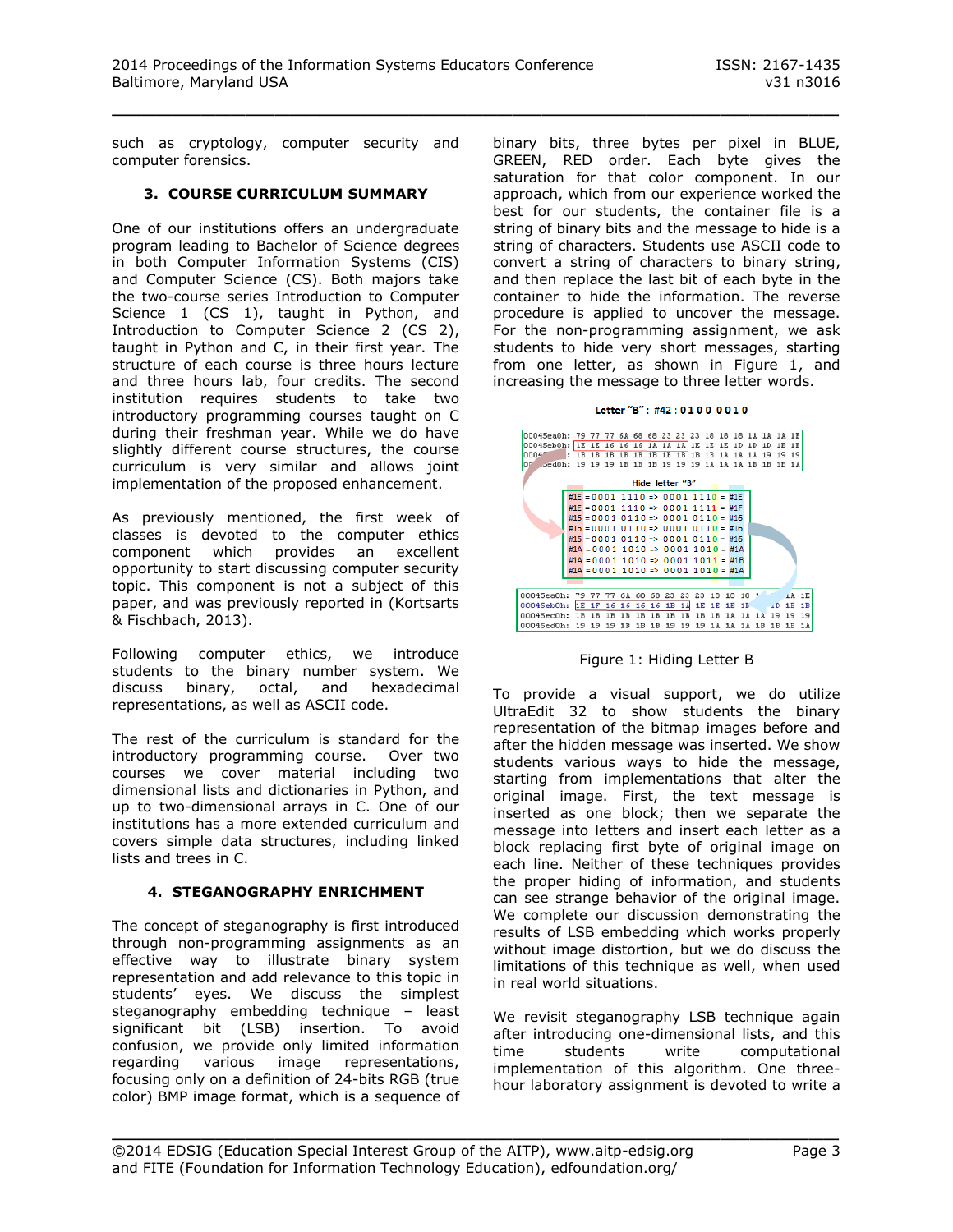such as cryptology, computer security and computer forensics.

## 3. COURSE CURRICULUM SUMMARY

One of our institutions offers an undergraduate program leading to Bachelor of Science degrees in both Computer Information Systems (CIS) and Computer Science (CS). Both majors take the two-course series Introduction to Computer Science 1 (CS 1), taught in Python, and Introduction to Computer Science 2 (CS 2), taught in Python and C, in their first year. The structure of each course is three hours lecture and three hours lab, four credits. The second institution requires students to take two introductory programming courses taught on C during their freshman year. While we do have slightly different course structures, the course curriculum is very similar and allows joint implementation of the proposed enhancement.

As previously mentioned, the first week of classes is devoted to the computer ethics component which provides an excellent opportunity to start discussing computer security topic. This component is not a subject of this paper, and was previously reported in (Kortsarts & Fischbach, 2013).

Following computer ethics, we introduce students to the binary number system. We discuss binary, octal, and hexadecimal representations, as well as ASCII code.

The rest of the curriculum is standard for the introductory programming course. Over two courses we cover material including two dimensional lists and dictionaries in Python, and up to two-dimensional arrays in C. One of our institutions has a more extended curriculum and covers simple data structures, including linked lists and trees in C.

## 4. STEGANOGRAPHY ENRICHMENT

The concept of steganography is first introduced through non-programming assignments as an effective way to illustrate binary system representation and add relevance to this topic in students' eyes. We discuss the simplest steganography embedding technique – least significant bit (LSB) insertion. To avoid confusion, we provide only limited information regarding various image representations, focusing only on a definition of 24-bits RGB (true color) BMP image format, which is a sequence of binary bits, three bytes per pixel in BLUE, GREEN, RED order. Each byte gives the saturation for that color component. In our approach, which from our experience worked the best for our students, the container file is a string of binary bits and the message to hide is a string of characters. Students use ASCII code to convert a string of characters to binary string, and then replace the last bit of each byte in the container to hide the information. The reverse procedure is applied to uncover the message. For the non-programming assignment, we ask students to hide very short messages, starting from one letter, as shown in Figure 1, and increasing the message to three letter words.

Figure 1: Hiding Letter B

To provide a visual support, we do utilize UltraEdit 32 to show students the binary representation of the bitmap images before and after the hidden message was inserted. We show students various ways to hide the message, starting from implementations that alter the original image. First, the text message is inserted as one block; then we separate the message into letters and insert each letter as a block replacing first byte of original image on each line. Neither of these techniques provides the proper hiding of information, and students can see strange behavior of the original image. We complete our discussion demonstrating the results of LSB embedding which works properly without image distortion, but we do discuss the limitations of this technique as well, when used in real world situations.

We revisit steganography LSB technique again after introducing one-dimensional lists, and this time students write computational implementation of this algorithm. One three-hour laboratory assignment is devoted to write a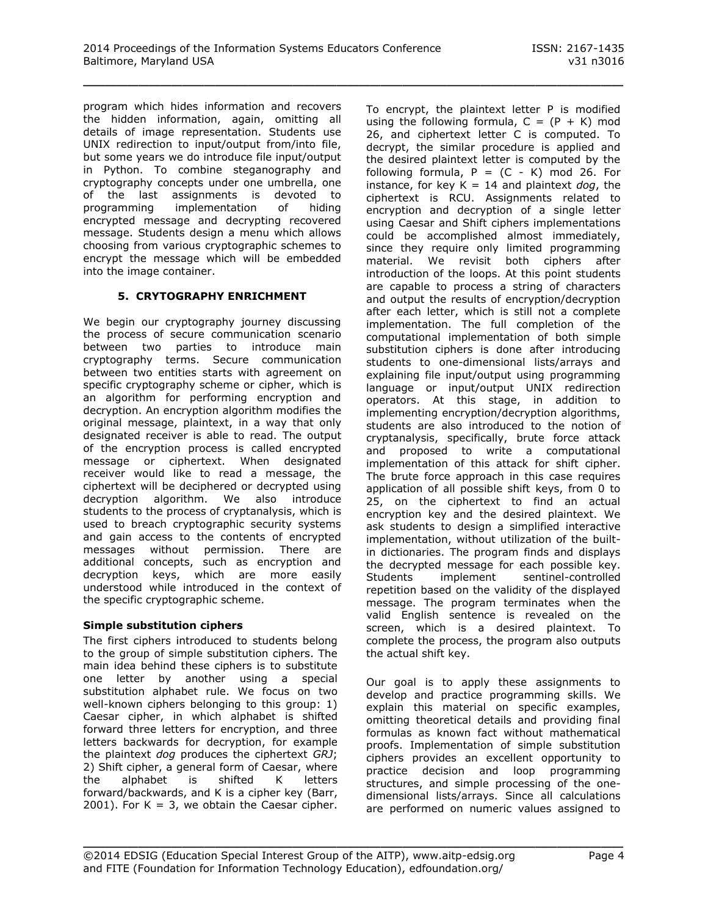program which hides information and recovers the hidden information, again, omitting all details of image representation. Students use UNIX redirection to input/output from/into file, but some years we do introduce file input/output in Python. To combine steganography and cryptography concepts under one umbrella, one of the last assignments is devoted to programming implementation of hiding encrypted message and decrypting recovered message. Students design a menu which allows choosing from various cryptographic schemes to encrypt the message which will be embedded into the image container.

## 5. CRYTOGRAPHY ENRICHMENT

We begin our cryptography journey discussing the process of secure communication scenario between two parties to introduce main cryptography terms. Secure communication between two entities starts with agreement on specific cryptography scheme or cipher, which is an algorithm for performing encryption and decryption. An encryption algorithm modifies the original message, plaintext, in a way that only designated receiver is able to read. The output of the encryption process is called encrypted message or ciphertext. When designated receiver would like to read a message, the ciphertext will be deciphered or decrypted using decryption algorithm. We also introduce students to the process of cryptanalysis, which is used to breach cryptographic security systems and gain access to the contents of encrypted messages without permission. There are additional concepts, such as encryption and decryption keys, which are more easily understood while introduced in the context of the specific cryptographic scheme.

**Simple substitution ciphers**

The first ciphers introduced to students belong to the group of simple substitution ciphers. The main idea behind these ciphers is to substitute one letter by another using a special substitution alphabet rule. We focus on two well-known ciphers belonging to this group: 1) Caesar cipher, in which alphabet is shifted forward three letters for encryption, and three letters backwards for decryption, for example the plaintext *dog* produces the ciphertext *GRJ*; 2) Shift cipher, a general form of Caesar, where the alphabet is shifted K letters forward/backwards, and K is a cipher key (Barr, 2001). For K = 3, we obtain the Caesar cipher. To encrypt, the plaintext letter P is modified using the following formula, $C = (P + K) \bmod 26$, and ciphertext letter C is computed. To decrypt, the similar procedure is applied and the desired plaintext letter is computed by the following formula, $P = (C - K) \bmod 26$. For instance, for key K = 14 and plaintext *dog*, the ciphertext is RCU. Assignments related to encryption and decryption of a single letter using Caesar and Shift ciphers implementations could be accomplished almost immediately, since they require only limited programming material. We revisit both ciphers after introduction of the loops. At this point students are capable to process a string of characters and output the results of encryption/decryption after each letter, which is still not a complete implementation. The full completion of the computational implementation of both simple substitution ciphers is done after introducing students to one-dimensional lists/arrays and explaining file input/output using programming language or input/output UNIX redirection operators. At this stage, in addition to implementing encryption/decryption algorithms, students are also introduced to the notion of cryptanalysis, specifically, brute force attack and proposed to write a computational implementation of this attack for shift cipher. The brute force approach in this case requires application of all possible shift keys, from 0 to 25, on the ciphertext to find an actual encryption key and the desired plaintext. We ask students to design a simplified interactive implementation, without utilization of the built-in dictionaries. The program finds and displays the decrypted message for each possible key. Students implement sentinel-controlled repetition based on the validity of the displayed message. The program terminates when the valid English sentence is revealed on the screen, which is a desired plaintext. To complete the process, the program also outputs the actual shift key.

Our goal is to apply these assignments to develop and practice programming skills. We explain this material on specific examples, omitting theoretical details and providing final formulas as known fact without mathematical proofs. Implementation of simple substitution ciphers provides an excellent opportunity to practice decision and loop programming structures, and simple processing of the one-dimensional lists/arrays. Since all calculations are performed on numeric values assigned to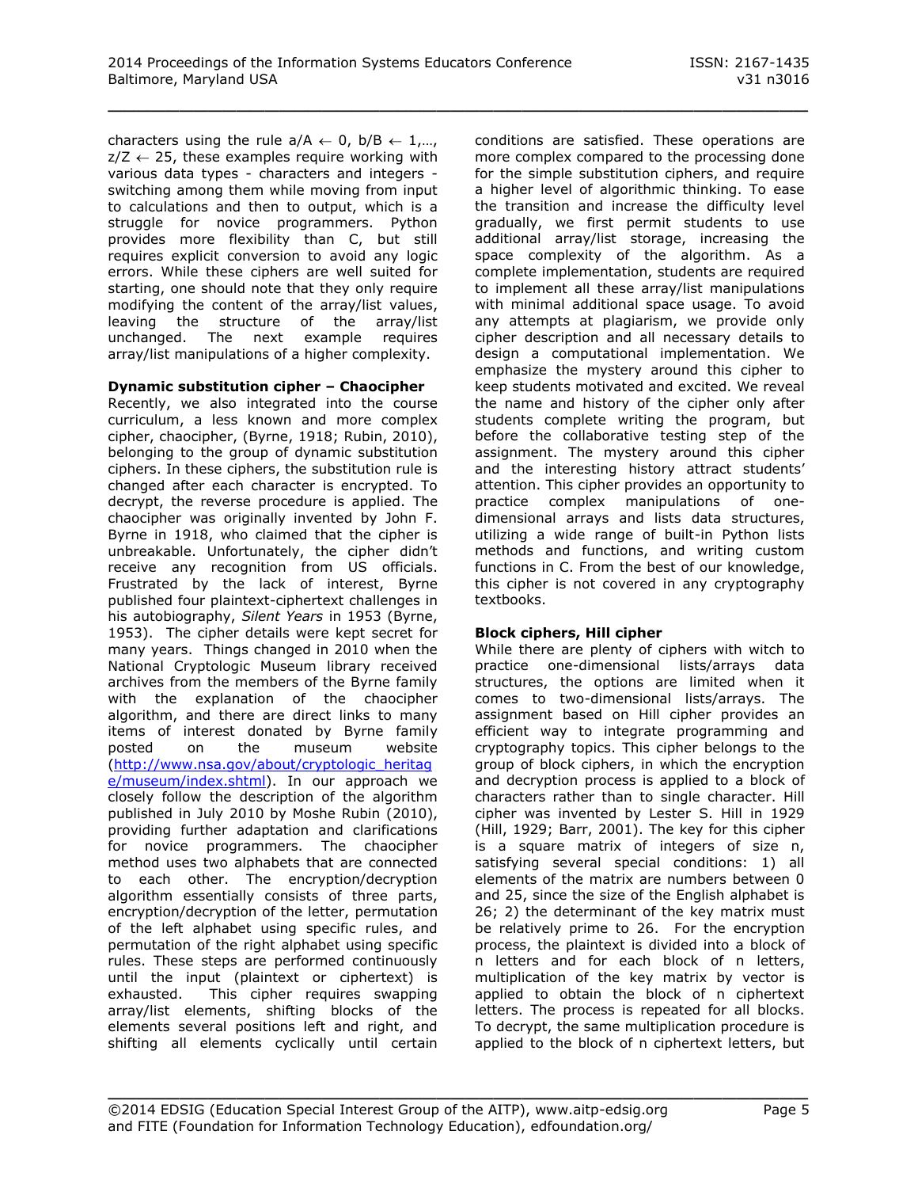characters using the rule a/A ← 0, b/B ← 1,…, z/Z ← 25, these examples require working with various data types - characters and integers - switching among them while moving from input to calculations and then to output, which is a struggle for novice programmers. Python provides more flexibility than C, but still requires explicit conversion to avoid any logic errors. While these ciphers are well suited for starting, one should note that they only require modifying the content of the array/list values, leaving the structure of the array/list unchanged. The next example requires array/list manipulations of a higher complexity.

**Dynamic substitution cipher – Chaocipher**

Recently, we also integrated into the course curriculum, a less known and more complex cipher, chaocipher, (Byrne, 1918; Rubin, 2010), belonging to the group of dynamic substitution ciphers. In these ciphers, the substitution rule is changed after each character is encrypted. To decrypt, the reverse procedure is applied. The chaocipher was originally invented by John F. Byrne in 1918, who claimed that the cipher is unbreakable. Unfortunately, the cipher didn't receive any recognition from US officials. Frustrated by the lack of interest, Byrne published four plaintext-ciphertext challenges in his autobiography, *Silent Years* in 1953 (Byrne, 1953). The cipher details were kept secret for many years. Things changed in 2010 when the National Cryptologic Museum library received archives from the members of the Byrne family with the explanation of the chaocipher algorithm, and there are direct links to many items of interest donated by Byrne family posted on the museum website (http://www.nsa.gov/about/cryptologic_heritage/museum/index.shtml). In our approach we closely follow the description of the algorithm published in July 2010 by Moshe Rubin (2010), providing further adaptation and clarifications for novice programmers. The chaocipher method uses two alphabets that are connected to each other. The encryption/decryption algorithm essentially consists of three parts, encryption/decryption of the letter, permutation of the left alphabet using specific rules, and permutation of the right alphabet using specific rules. These steps are performed continuously until the input (plaintext or ciphertext) is exhausted. This cipher requires swapping array/list elements, shifting blocks of the elements several positions left and right, and shifting all elements cyclically until certain conditions are satisfied. These operations are more complex compared to the processing done for the simple substitution ciphers, and require a higher level of algorithmic thinking. To ease the transition and increase the difficulty level gradually, we first permit students to use additional array/list storage, increasing the space complexity of the algorithm. As a complete implementation, students are required to implement all these array/list manipulations with minimal additional space usage. To avoid any attempts at plagiarism, we provide only cipher description and all necessary details to design a computational implementation. We emphasize the mystery around this cipher to keep students motivated and excited. We reveal the name and history of the cipher only after students complete writing the program, but before the collaborative testing step of the assignment. The mystery around this cipher and the interesting history attract students' attention. This cipher provides an opportunity to practice complex manipulations of one-dimensional arrays and lists data structures, utilizing a wide range of built-in Python lists methods and functions, and writing custom functions in C. From the best of our knowledge, this cipher is not covered in any cryptography textbooks.

**Block ciphers, Hill cipher**

While there are plenty of ciphers with witch to practice one-dimensional lists/arrays data structures, the options are limited when it comes to two-dimensional lists/arrays. The assignment based on Hill cipher provides an efficient way to integrate programming and cryptography topics. This cipher belongs to the group of block ciphers, in which the encryption and decryption process is applied to a block of characters rather than to single character. Hill cipher was invented by Lester S. Hill in 1929 (Hill, 1929; Barr, 2001). The key for this cipher is a square matrix of integers of size n, satisfying several special conditions: 1) all elements of the matrix are numbers between 0 and 25, since the size of the English alphabet is 26; 2) the determinant of the key matrix must be relatively prime to 26. For the encryption process, the plaintext is divided into a block of n letters and for each block of n letters, multiplication of the key matrix by vector is applied to obtain the block of n ciphertext letters. The process is repeated for all blocks. To decrypt, the same multiplication procedure is applied to the block of n ciphertext letters, but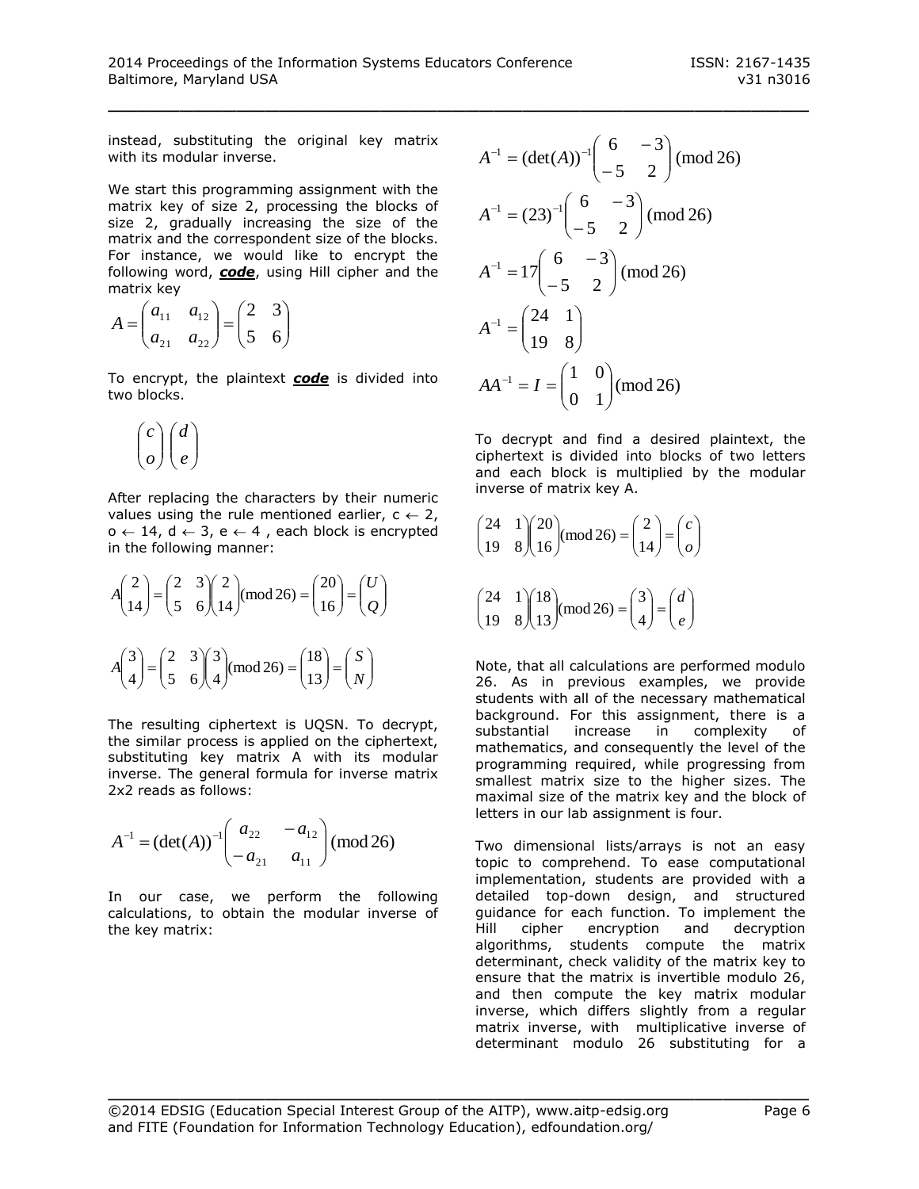instead, substituting the original key matrix with its modular inverse.

We start this programming assignment with the matrix key of size 2, processing the blocks of size 2, gradually increasing the size of the matrix and the correspondent size of the blocks. For instance, we would like to encrypt the following word, ***code***, using Hill cipher and the matrix key

$$A = \begin{pmatrix} a_{11} & a_{12} \\ a_{21} & a_{22} \end{pmatrix} = \begin{pmatrix} 2 & 3 \\ 5 & 6 \end{pmatrix}$$

To encrypt, the plaintext ***code*** is divided into two blocks.

$$\begin{pmatrix} c \\ o \end{pmatrix} \begin{pmatrix} d \\ e \end{pmatrix}$$

After replacing the characters by their numeric values using the rule mentioned earlier, c ← 2, o ← 14, d ← 3, e ← 4 , each block is encrypted in the following manner:

$$A\begin{pmatrix} 2 \\ 14 \end{pmatrix} = \begin{pmatrix} 2 & 3 \\ 5 & 6 \end{pmatrix}\begin{pmatrix} 2 \\ 14 \end{pmatrix} (\bmod 26) = \begin{pmatrix} 20 \\ 16 \end{pmatrix} = \begin{pmatrix} U \\ Q \end{pmatrix}$$

$$A\begin{pmatrix} 3 \\ 4 \end{pmatrix} = \begin{pmatrix} 2 & 3 \\ 5 & 6 \end{pmatrix}\begin{pmatrix} 3 \\ 4 \end{pmatrix} (\bmod 26) = \begin{pmatrix} 18 \\ 13 \end{pmatrix} = \begin{pmatrix} S \\ N \end{pmatrix}$$

The resulting ciphertext is UQSN. To decrypt, the similar process is applied on the ciphertext, substituting key matrix A with its modular inverse. The general formula for inverse matrix 2x2 reads as follows:

$$A^{-1} = (\det(A))^{-1}\begin{pmatrix} a_{22} & -a_{12} \\ -a_{21} & a_{11} \end{pmatrix} (\bmod 26)$$

In our case, we perform the following calculations, to obtain the modular inverse of the key matrix:

$$A^{-1} = (\det(A))^{-1}\begin{pmatrix} 6 & -3 \\ -5 & 2 \end{pmatrix} (\bmod 26)$$

$$A^{-1} = (23)^{-1}\begin{pmatrix} 6 & -3 \\ -5 & 2 \end{pmatrix} (\bmod 26)$$

$$A^{-1} = 17\begin{pmatrix} 6 & -3 \\ -5 & 2 \end{pmatrix} (\bmod 26)$$

$$A^{-1} = \begin{pmatrix} 24 & 1 \\ 19 & 8 \end{pmatrix}$$

$$AA^{-1} = I = \begin{pmatrix} 1 & 0 \\ 0 & 1 \end{pmatrix} (\bmod 26)$$

To decrypt and find a desired plaintext, the ciphertext is divided into blocks of two letters and each block is multiplied by the modular inverse of matrix key A.

$$\begin{pmatrix} 24 & 1 \\ 19 & 8 \end{pmatrix}\begin{pmatrix} 20 \\ 16 \end{pmatrix} (\bmod 26) = \begin{pmatrix} 2 \\ 14 \end{pmatrix} = \begin{pmatrix} c \\ o \end{pmatrix}$$

$$\begin{pmatrix} 24 & 1 \\ 19 & 8 \end{pmatrix}\begin{pmatrix} 18 \\ 13 \end{pmatrix} (\bmod 26) = \begin{pmatrix} 3 \\ 4 \end{pmatrix} = \begin{pmatrix} d \\ e \end{pmatrix}$$

Note, that all calculations are performed modulo 26. As in previous examples, we provide students with all of the necessary mathematical background. For this assignment, there is a substantial increase in complexity of mathematics, and consequently the level of the programming required, while progressing from smallest matrix size to the higher sizes. The maximal size of the matrix key and the block of letters in our lab assignment is four.

Two dimensional lists/arrays is not an easy topic to comprehend. To ease computational implementation, students are provided with a detailed top-down design, and structured guidance for each function. To implement the Hill cipher encryption and decryption algorithms, students compute the matrix determinant, check validity of the matrix key to ensure that the matrix is invertible modulo 26, and then compute the key matrix modular inverse, which differs slightly from a regular matrix inverse, with multiplicative inverse of determinant modulo 26 substituting for a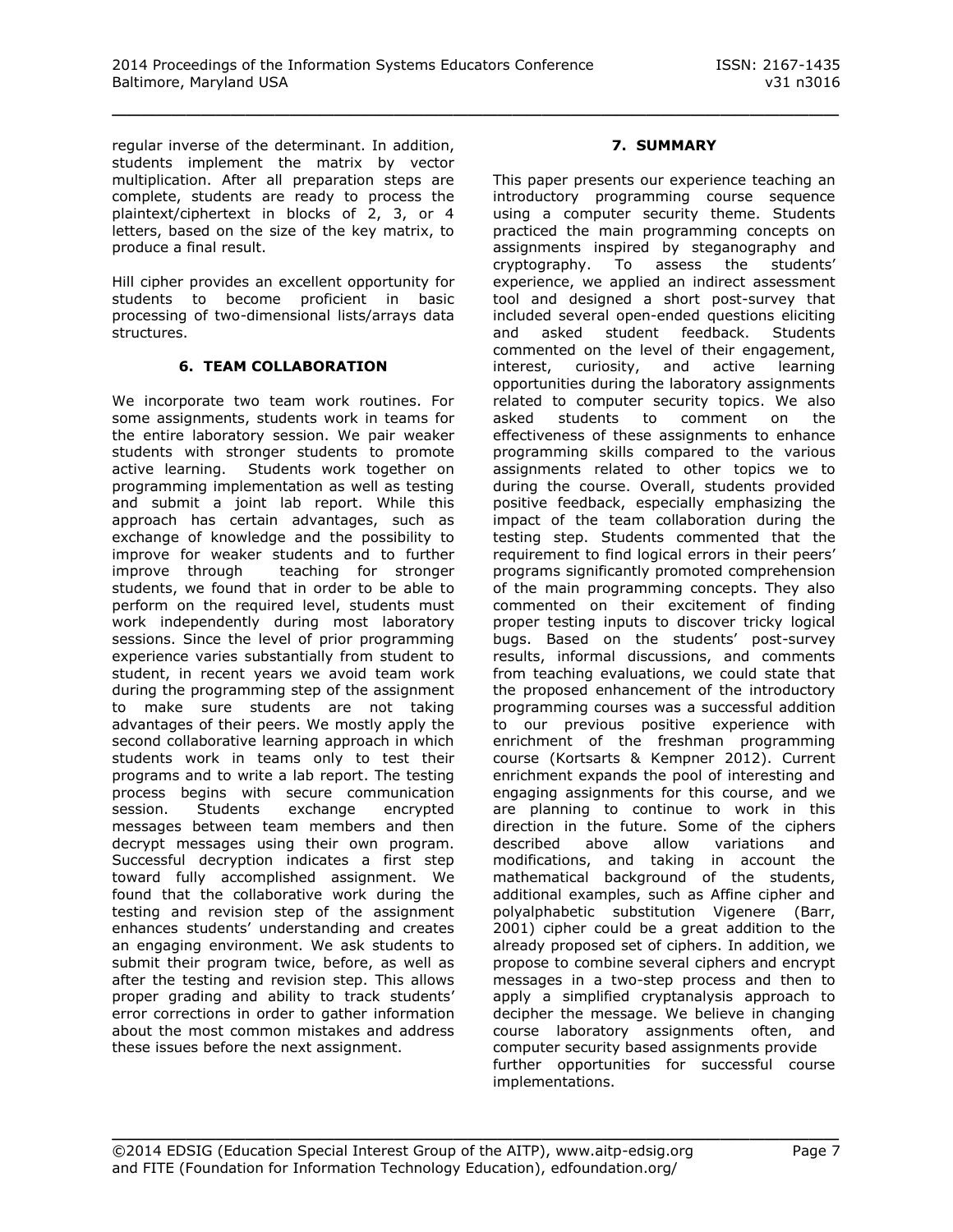regular inverse of the determinant. In addition, students implement the matrix by vector multiplication. After all preparation steps are complete, students are ready to process the plaintext/ciphertext in blocks of 2, 3, or 4 letters, based on the size of the key matrix, to produce a final result.

Hill cipher provides an excellent opportunity for students to become proficient in basic processing of two-dimensional lists/arrays data structures.

## 6. TEAM COLLABORATION

We incorporate two team work routines. For some assignments, students work in teams for the entire laboratory session. We pair weaker students with stronger students to promote active learning. Students work together on programming implementation as well as testing and submit a joint lab report. While this approach has certain advantages, such as exchange of knowledge and the possibility to improve for weaker students and to further improve through teaching for stronger students, we found that in order to be able to perform on the required level, students must work independently during most laboratory sessions. Since the level of prior programming experience varies substantially from student to student, in recent years we avoid team work during the programming step of the assignment to make sure students are not taking advantages of their peers. We mostly apply the second collaborative learning approach in which students work in teams only to test their programs and to write a lab report. The testing process begins with secure communication session. Students exchange encrypted messages between team members and then decrypt messages using their own program. Successful decryption indicates a first step toward fully accomplished assignment. We found that the collaborative work during the testing and revision step of the assignment enhances students' understanding and creates an engaging environment. We ask students to submit their program twice, before, as well as after the testing and revision step. This allows proper grading and ability to track students' error corrections in order to gather information about the most common mistakes and address these issues before the next assignment.

## 7. SUMMARY

This paper presents our experience teaching an introductory programming course sequence using a computer security theme. Students practiced the main programming concepts on assignments inspired by steganography and cryptography. To assess the students' experience, we applied an indirect assessment tool and designed a short post-survey that included several open-ended questions eliciting and asked student feedback. Students commented on the level of their engagement, interest, curiosity, and active learning opportunities during the laboratory assignments related to computer security topics. We also asked students to comment on the effectiveness of these assignments to enhance programming skills compared to the various assignments related to other topics we to during the course. Overall, students provided positive feedback, especially emphasizing the impact of the team collaboration during the testing step. Students commented that the requirement to find logical errors in their peers' programs significantly promoted comprehension of the main programming concepts. They also commented on their excitement of finding proper testing inputs to discover tricky logical bugs. Based on the students' post-survey results, informal discussions, and comments from teaching evaluations, we could state that the proposed enhancement of the introductory programming courses was a successful addition to our previous positive experience with enrichment of the freshman programming course (Kortsarts & Kempner 2012). Current enrichment expands the pool of interesting and engaging assignments for this course, and we are planning to continue to work in this direction in the future. Some of the ciphers described above allow variations and modifications, and taking in account the mathematical background of the students, additional examples, such as Affine cipher and polyalphabetic substitution Vigenere (Barr, 2001) cipher could be a great addition to the already proposed set of ciphers. In addition, we propose to combine several ciphers and encrypt messages in a two-step process and then to apply a simplified cryptanalysis approach to decipher the message. We believe in changing course laboratory assignments often, and computer security based assignments provide further opportunities for successful course implementations.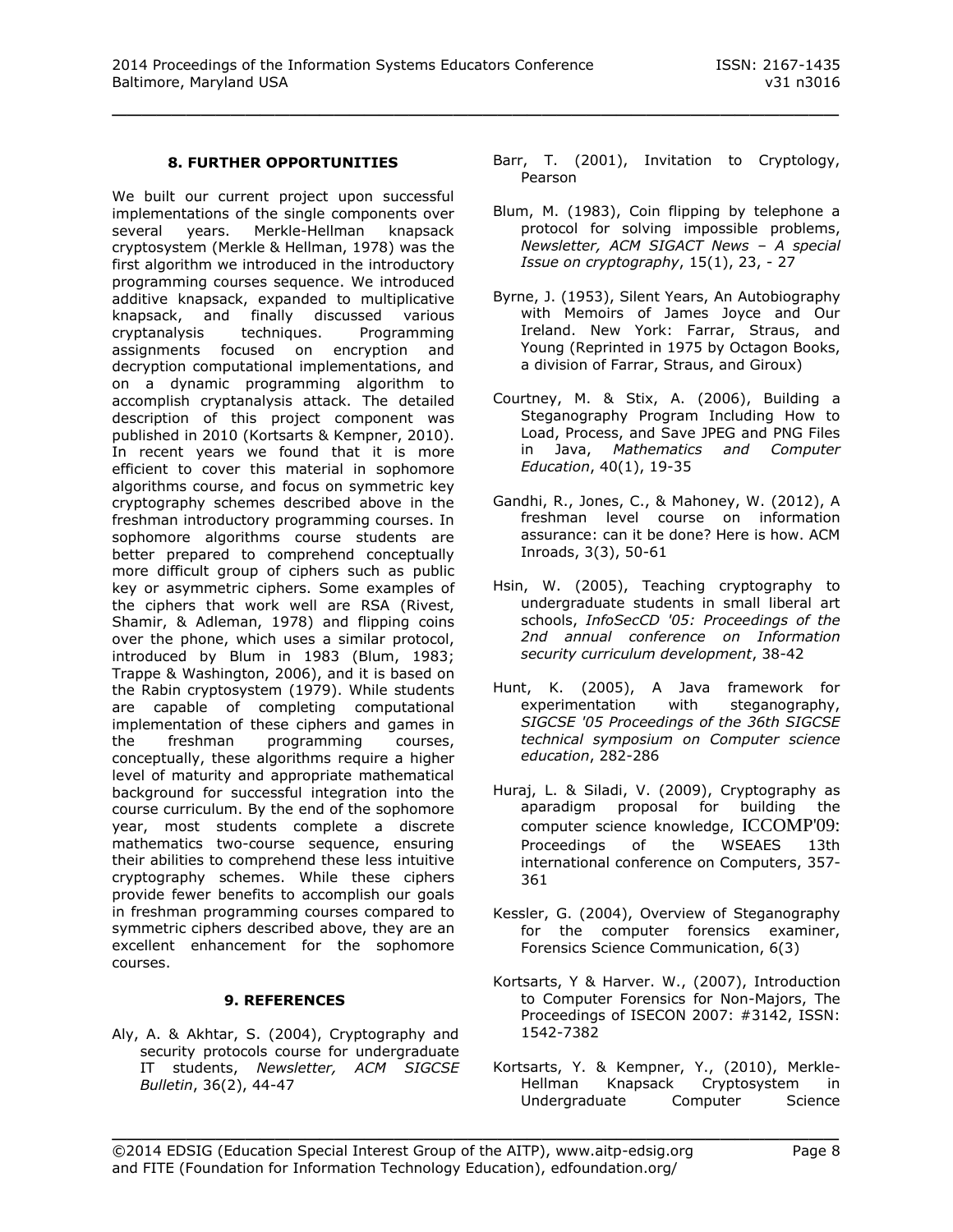## 8. FURTHER OPPORTUNITIES

We built our current project upon successful implementations of the single components over several years. Merkle-Hellman knapsack cryptosystem (Merkle & Hellman, 1978) was the first algorithm we introduced in the introductory programming courses sequence. We introduced additive knapsack, expanded to multiplicative knapsack, and finally discussed various cryptanalysis techniques. Programming assignments focused on encryption and decryption computational implementations, and on a dynamic programming algorithm to accomplish cryptanalysis attack. The detailed description of this project component was published in 2010 (Kortsarts & Kempner, 2010). In recent years we found that it is more efficient to cover this material in sophomore algorithms course, and focus on symmetric key cryptography schemes described above in the freshman introductory programming courses. In sophomore algorithms course students are better prepared to comprehend conceptually more difficult group of ciphers such as public key or asymmetric ciphers. Some examples of the ciphers that work well are RSA (Rivest, Shamir, & Adleman, 1978) and flipping coins over the phone, which uses a similar protocol, introduced by Blum in 1983 (Blum, 1983; Trappe & Washington, 2006), and it is based on the Rabin cryptosystem (1979). While students are capable of completing computational implementation of these ciphers and games in the freshman programming courses, conceptually, these algorithms require a higher level of maturity and appropriate mathematical background for successful integration into the course curriculum. By the end of the sophomore year, most students complete a discrete mathematics two-course sequence, ensuring their abilities to comprehend these less intuitive cryptography schemes. While these ciphers provide fewer benefits to accomplish our goals in freshman programming courses compared to symmetric ciphers described above, they are an excellent enhancement for the sophomore courses.

## 9. REFERENCES

Aly, A. & Akhtar, S. (2004), Cryptography and security protocols course for undergraduate IT students, *Newsletter, ACM SIGCSE Bulletin*, 36(2), 44-47

Barr, T. (2001), Invitation to Cryptology, Pearson

Blum, M. (1983), Coin flipping by telephone a protocol for solving impossible problems, *Newsletter, ACM SIGACT News – A special Issue on cryptography*, 15(1), 23, - 27

Byrne, J. (1953), Silent Years, An Autobiography with Memoirs of James Joyce and Our Ireland. New York: Farrar, Straus, and Young (Reprinted in 1975 by Octagon Books, a division of Farrar, Straus, and Giroux)

Courtney, M. & Stix, A. (2006), Building a Steganography Program Including How to Load, Process, and Save JPEG and PNG Files in Java, *Mathematics and Computer Education*, 40(1), 19-35

Gandhi, R., Jones, C., & Mahoney, W. (2012), A freshman level course on information assurance: can it be done? Here is how. ACM Inroads, 3(3), 50-61

Hsin, W. (2005), Teaching cryptography to undergraduate students in small liberal art schools, *InfoSecCD '05: Proceedings of the 2nd annual conference on Information security curriculum development*, 38-42

Hunt, K. (2005), A Java framework for experimentation with steganography, *SIGCSE '05 Proceedings of the 36th SIGCSE technical symposium on Computer science education*, 282-286

Huraj, L. & Siladi, V. (2009), Cryptography as aparadigm proposal for building the computer science knowledge, ICCOMP'09: Proceedings of the WSEAES 13th international conference on Computers, 357-361

Kessler, G. (2004), Overview of Steganography for the computer forensics examiner, Forensics Science Communication, 6(3)

Kortsarts, Y & Harver. W., (2007), Introduction to Computer Forensics for Non-Majors, The Proceedings of ISECON 2007: #3142, ISSN: 1542-7382

Kortsarts, Y. & Kempner, Y., (2010), Merkle-Hellman Knapsack Cryptosystem in Undergraduate Computer Science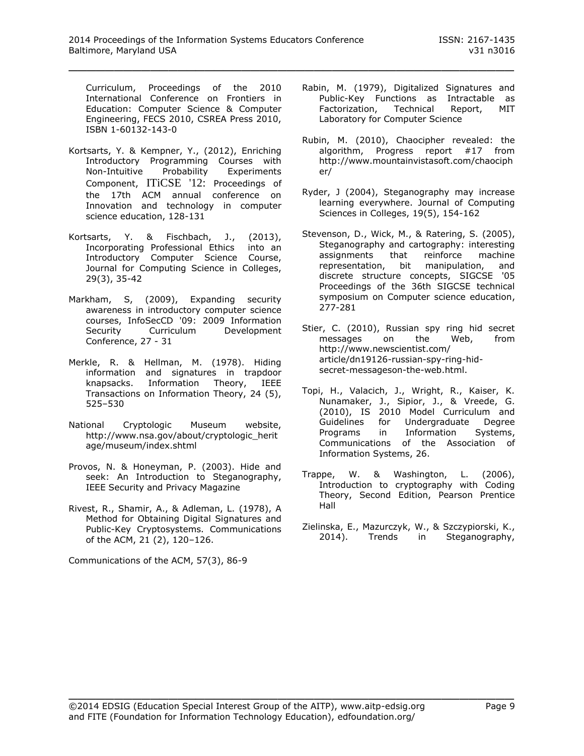Curriculum, Proceedings of the 2010 International Conference on Frontiers in Education: Computer Science & Computer Engineering, FECS 2010, CSREA Press 2010, ISBN 1-60132-143-0

Kortsarts, Y. & Kempner, Y., (2012), Enriching Introductory Programming Courses with Non-Intuitive Probability Experiments Component, ITiCSE '12: Proceedings of the 17th ACM annual conference on Innovation and technology in computer science education, 128-131

Kortsarts, Y. & Fischbach, J., (2013), Incorporating Professional Ethics into an Introductory Computer Science Course, Journal for Computing Science in Colleges, 29(3), 35-42

Markham, S, (2009), Expanding security awareness in introductory computer science courses, InfoSecCD '09: 2009 Information Security Curriculum Development Conference, 27 - 31

Merkle, R. & Hellman, M. (1978). Hiding information and signatures in trapdoor knapsacks. Information Theory, IEEE Transactions on Information Theory, 24 (5), 525–530

National Cryptologic Museum website, http://www.nsa.gov/about/cryptologic_heritage/museum/index.shtml

Provos, N. & Honeyman, P. (2003). Hide and seek: An Introduction to Steganography, IEEE Security and Privacy Magazine

Rivest, R., Shamir, A., & Adleman, L. (1978), A Method for Obtaining Digital Signatures and Public-Key Cryptosystems. Communications of the ACM, 21 (2), 120–126.

Communications of the ACM, 57(3), 86-9

Rabin, M. (1979), Digitalized Signatures and Public-Key Functions as Intractable as Factorization, Technical Report, MIT Laboratory for Computer Science

Rubin, M. (2010), Chaocipher revealed: the algorithm, Progress report #17 from http://www.mountainvistasoft.com/chaocipher/

Ryder, J (2004), Steganography may increase learning everywhere. Journal of Computing Sciences in Colleges, 19(5), 154-162

Stevenson, D., Wick, M., & Ratering, S. (2005), Steganography and cartography: interesting assignments that reinforce machine representation, bit manipulation, and discrete structure concepts, SIGCSE '05 Proceedings of the 36th SIGCSE technical symposium on Computer science education, 277-281

Stier, C. (2010), Russian spy ring hid secret messages on the Web, from http://www.newscientist.com/article/dn19126-russian-spy-ring-hid-secret-messageson-the-web.html.

Topi, H., Valacich, J., Wright, R., Kaiser, K. Nunamaker, J., Sipior, J., & Vreede, G. (2010), IS 2010 Model Curriculum and Guidelines for Undergraduate Degree Programs in Information Systems, Communications of the Association of Information Systems, 26.

Trappe, W. & Washington, L. (2006), Introduction to cryptography with Coding Theory, Second Edition, Pearson Prentice Hall

Zielinska, E., Mazurczyk, W., & Szczypiorski, K., 2014). Trends in Steganography,